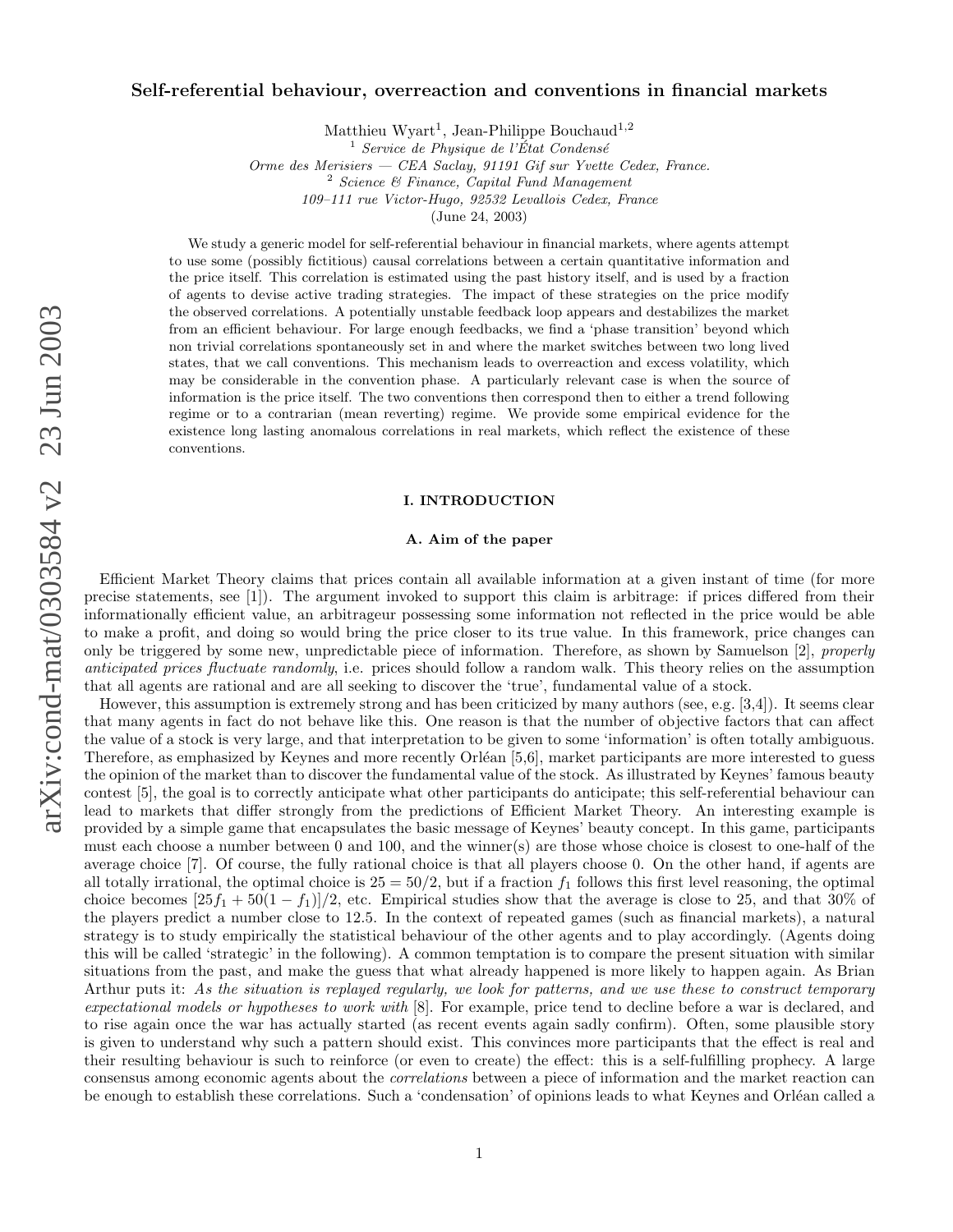# Self-referential behaviour, overreaction and conventions in financial markets

Matthieu Wyart[1], Jean-Philippe Bouchaud[1,2]

[1] *Service de Physique de l'État Condensé*
*Orme des Merisiers — CEA Saclay, 91191 Gif sur Yvette Cedex, France.*
[2] *Science & Finance, Capital Fund Management*
*109–111 rue Victor-Hugo, 92532 Levallois Cedex, France*
(June 24, 2003)

We study a generic model for self-referential behaviour in financial markets, where agents attempt to use some (possibly fictitious) causal correlations between a certain quantitative information and the price itself. This correlation is estimated using the past history itself, and is used by a fraction of agents to devise active trading strategies. The impact of these strategies on the price modify the observed correlations. A potentially unstable feedback loop appears and destabilizes the market from an efficient behaviour. For large enough feedbacks, we find a 'phase transition' beyond which non trivial correlations spontaneously set in and where the market switches between two long lived states, that we call conventions. This mechanism leads to overreaction and excess volatility, which may be considerable in the convention phase. A particularly relevant case is when the source of information is the price itself. The two conventions then correspond then to either a trend following regime or to a contrarian (mean reverting) regime. We provide some empirical evidence for the existence long lasting anomalous correlations in real markets, which reflect the existence of these conventions.

## I. INTRODUCTION

### A. Aim of the paper

Efficient Market Theory claims that prices contain all available information at a given instant of time (for more precise statements, see [1]). The argument invoked to support this claim is arbitrage: if prices differed from their informationally efficient value, an arbitrageur possessing some information not reflected in the price would be able to make a profit, and doing so would bring the price closer to its true value. In this framework, price changes can only be triggered by some new, unpredictable piece of information. Therefore, as shown by Samuelson [2], *properly anticipated prices fluctuate randomly*, i.e. prices should follow a random walk. This theory relies on the assumption that all agents are rational and are all seeking to discover the 'true', fundamental value of a stock.

However, this assumption is extremely strong and has been criticized by many authors (see, e.g. [3,4]). It seems clear that many agents in fact do not behave like this. One reason is that the number of objective factors that can affect the value of a stock is very large, and that interpretation to be given to some 'information' is often totally ambiguous. Therefore, as emphasized by Keynes and more recently Orléan [5,6], market participants are more interested to guess the opinion of the market than to discover the fundamental value of the stock. As illustrated by Keynes' famous beauty contest [5], the goal is to correctly anticipate what other participants do anticipate; this self-referential behaviour can lead to markets that differ strongly from the predictions of Efficient Market Theory. An interesting example is provided by a simple game that encapsulates the basic message of Keynes' beauty concept. In this game, participants must each choose a number between 0 and 100, and the winner(s) are those whose choice is closest to one-half of the average choice [7]. Of course, the fully rational choice is that all players choose 0. On the other hand, if agents are all totally irrational, the optimal choice is $25 = 50/2$, but if a fraction $f_1$ follows this first level reasoning, the optimal choice becomes $[25f_1 + 50(1 - f_1)]/2$, etc. Empirical studies show that the average is close to 25, and that 30% of the players predict a number close to 12.5. In the context of repeated games (such as financial markets), a natural strategy is to study empirically the statistical behaviour of the other agents and to play accordingly. (Agents doing this will be called 'strategic' in the following). A common temptation is to compare the present situation with similar situations from the past, and make the guess that what already happened is more likely to happen again. As Brian Arthur puts it: *As the situation is replayed regularly, we look for patterns, and we use these to construct temporary expectational models or hypotheses to work with* [8]. For example, price tend to decline before a war is declared, and to rise again once the war has actually started (as recent events again sadly confirm). Often, some plausible story is given to understand why such a pattern should exist. This convinces more participants that the effect is real and their resulting behaviour is such to reinforce (or even to create) the effect: this is a self-fulfilling prophecy. A large consensus among economic agents about the *correlations* between a piece of information and the market reaction can be enough to establish these correlations. Such a 'condensation' of opinions leads to what Keynes and Orléan called a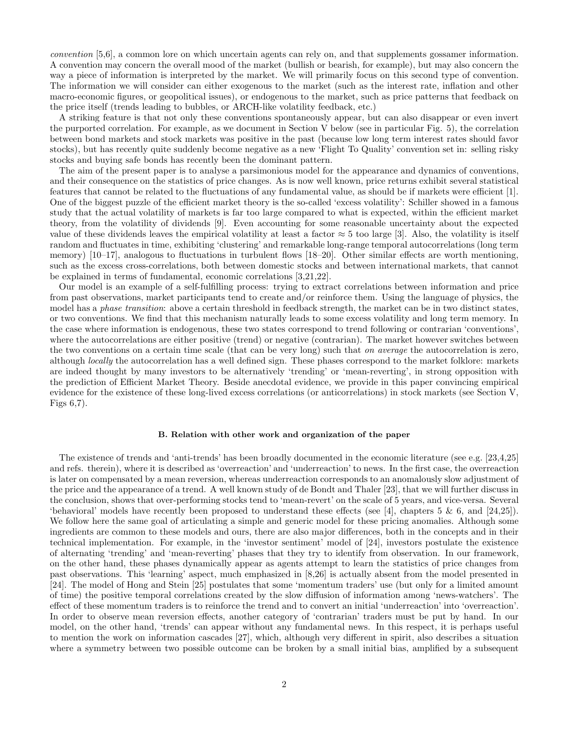*convention* [5,6], a common lore on which uncertain agents can rely on, and that supplements gossamer information. A convention may concern the overall mood of the market (bullish or bearish, for example), but may also concern the way a piece of information is interpreted by the market. We will primarily focus on this second type of convention. The information we will consider can either exogenous to the market (such as the interest rate, inflation and other macro-economic figures, or geopolitical issues), or endogenous to the market, such as price patterns that feedback on the price itself (trends leading to bubbles, or ARCH-like volatility feedback, etc.)

A striking feature is that not only these conventions spontaneously appear, but can also disappear or even invert the purported correlation. For example, as we document in Section V below (see in particular Fig. 5), the correlation between bond markets and stock markets was positive in the past (because low long term interest rates should favor stocks), but has recently quite suddenly become negative as a new 'Flight To Quality' convention set in: selling risky stocks and buying safe bonds has recently been the dominant pattern.

The aim of the present paper is to analyse a parsimonious model for the appearance and dynamics of conventions, and their consequence on the statistics of price changes. As is now well known, price returns exhibit several statistical features that cannot be related to the fluctuations of any fundamental value, as should be if markets were efficient [1]. One of the biggest puzzle of the efficient market theory is the so-called 'excess volatility': Schiller showed in a famous study that the actual volatility of markets is far too large compared to what is expected, within the efficient market theory, from the volatility of dividends [9]. Even accounting for some reasonable uncertainty about the expected value of these dividends leaves the empirical volatility at least a factor $\approx 5$ too large [3]. Also, the volatility is itself random and fluctuates in time, exhibiting 'clustering' and remarkable long-range temporal autocorrelations (long term memory) [10–17], analogous to fluctuations in turbulent flows [18–20]. Other similar effects are worth mentioning, such as the excess cross-correlations, both between domestic stocks and between international markets, that cannot be explained in terms of fundamental, economic correlations [3,21,22].

Our model is an example of a self-fulfilling process: trying to extract correlations between information and price from past observations, market participants tend to create and/or reinforce them. Using the language of physics, the model has a *phase transition*: above a certain threshold in feedback strength, the market can be in two distinct states, or two conventions. We find that this mechanism naturally leads to some excess volatility and long term memory. In the case where information is endogenous, these two states correspond to trend following or contrarian 'conventions', where the autocorrelations are either positive (trend) or negative (contrarian). The market however switches between the two conventions on a certain time scale (that can be very long) such that *on average* the autocorrelation is zero, although *locally* the autocorrelation has a well defined sign. These phases correspond to the market folklore: markets are indeed thought by many investors to be alternatively 'trending' or 'mean-reverting', in strong opposition with the prediction of Efficient Market Theory. Beside anecdotal evidence, we provide in this paper convincing empirical evidence for the existence of these long-lived excess correlations (or anticorrelations) in stock markets (see Section V, Figs 6,7).

### B. Relation with other work and organization of the paper

The existence of trends and 'anti-trends' has been broadly documented in the economic literature (see e.g. [23,4,25] and refs. therein), where it is described as 'overreaction' and 'underreaction' to news. In the first case, the overreaction is later on compensated by a mean reversion, whereas underreaction corresponds to an anomalously slow adjustment of the price and the appearance of a trend. A well known study of de Bondt and Thaler [23], that we will further discuss in the conclusion, shows that over-performing stocks tend to 'mean-revert' on the scale of 5 years, and vice-versa. Several 'behavioral' models have recently been proposed to understand these effects (see [4], chapters 5 & 6, and [24,25]). We follow here the same goal of articulating a simple and generic model for these pricing anomalies. Although some ingredients are common to these models and ours, there are also major differences, both in the concepts and in their technical implementation. For example, in the 'investor sentiment' model of [24], investors postulate the existence of alternating 'trending' and 'mean-reverting' phases that they try to identify from observation. In our framework, on the other hand, these phases dynamically appear as agents attempt to learn the statistics of price changes from past observations. This 'learning' aspect, much emphasized in [8,26] is actually absent from the model presented in [24]. The model of Hong and Stein [25] postulates that some 'momentum traders' use (but only for a limited amount of time) the positive temporal correlations created by the slow diffusion of information among 'news-watchers'. The effect of these momentum traders is to reinforce the trend and to convert an initial 'underreaction' into 'overreaction'. In order to observe mean reversion effects, another category of 'contrarian' traders must be put by hand. In our model, on the other hand, 'trends' can appear without any fundamental news. In this respect, it is perhaps useful to mention the work on information cascades [27], which, although very different in spirit, also describes a situation where a symmetry between two possible outcome can be broken by a small initial bias, amplified by a subsequent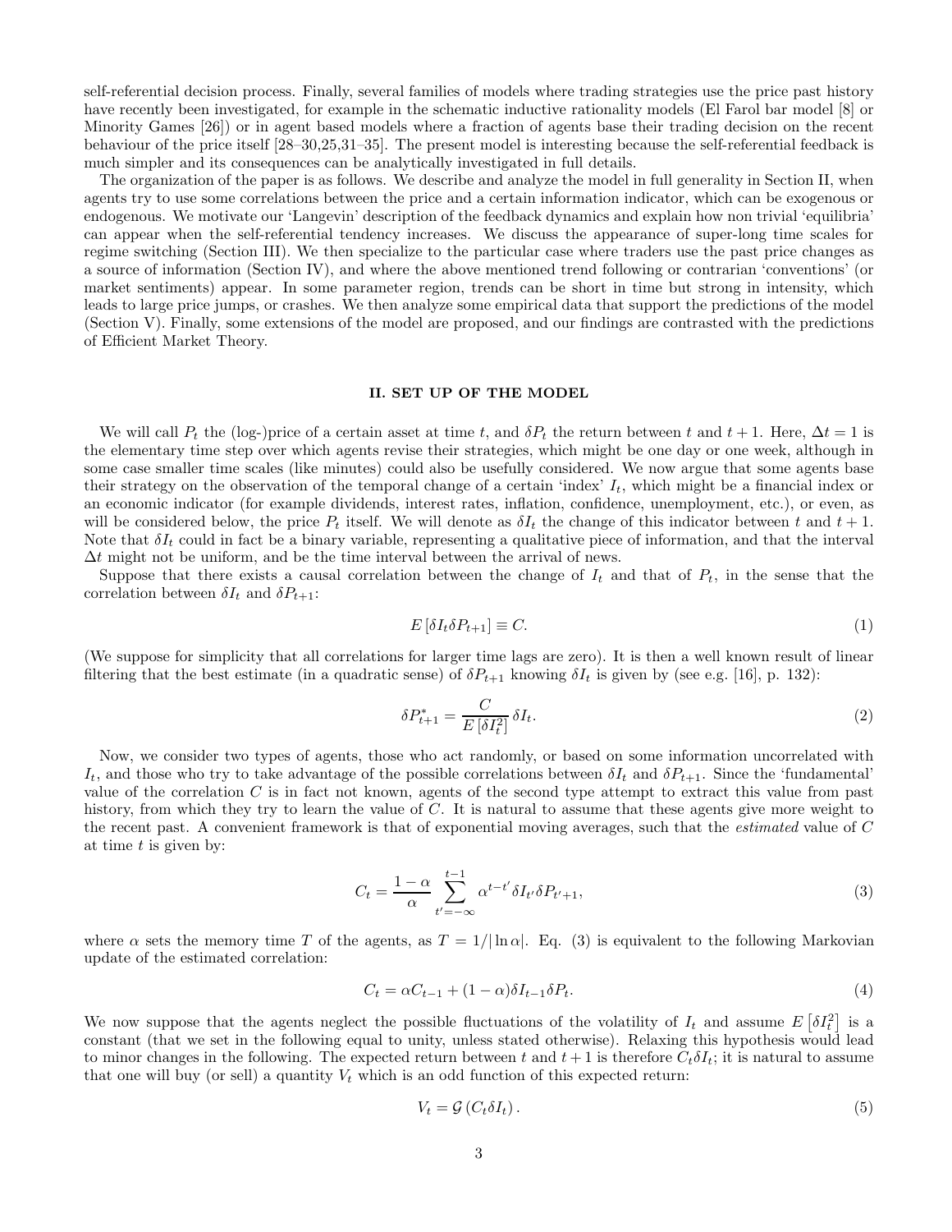self-referential decision process. Finally, several families of models where trading strategies use the price past history have recently been investigated, for example in the schematic inductive rationality models (El Farol bar model [8] or Minority Games [26]) or in agent based models where a fraction of agents base their trading decision on the recent behaviour of the price itself [28–30,25,31–35]. The present model is interesting because the self-referential feedback is much simpler and its consequences can be analytically investigated in full details.

The organization of the paper is as follows. We describe and analyze the model in full generality in Section II, when agents try to use some correlations between the price and a certain information indicator, which can be exogenous or endogenous. We motivate our 'Langevin' description of the feedback dynamics and explain how non trivial 'equilibria' can appear when the self-referential tendency increases. We discuss the appearance of super-long time scales for regime switching (Section III). We then specialize to the particular case where traders use the past price changes as a source of information (Section IV), and where the above mentioned trend following or contrarian 'conventions' (or market sentiments) appear. In some parameter region, trends can be short in time but strong in intensity, which leads to large price jumps, or crashes. We then analyze some empirical data that support the predictions of the model (Section V). Finally, some extensions of the model are proposed, and our findings are contrasted with the predictions of Efficient Market Theory.

## II. SET UP OF THE MODEL

We will call $P_t$ the (log-)price of a certain asset at time $t$, and $\delta P_t$ the return between $t$ and $t+1$. Here, $\Delta t = 1$ is the elementary time step over which agents revise their strategies, which might be one day or one week, although in some case smaller time scales (like minutes) could also be usefully considered. We now argue that some agents base their strategy on the observation of the temporal change of a certain 'index' $I_t$, which might be a financial index or an economic indicator (for example dividends, interest rates, inflation, confidence, unemployment, etc.), or even, as will be considered below, the price $P_t$ itself. We will denote as $\delta I_t$ the change of this indicator between $t$ and $t+1$. Note that $\delta I_t$ could in fact be a binary variable, representing a qualitative piece of information, and that the interval $\Delta t$ might not be uniform, and be the time interval between the arrival of news.

Suppose that there exists a causal correlation between the change of $I_t$ and that of $P_t$, in the sense that the correlation between $\delta I_t$ and $\delta P_{t+1}$:

$$E\left[\delta I_t \delta P_{t+1}\right] \equiv C. \tag{1}$$

(We suppose for simplicity that all correlations for larger time lags are zero). It is then a well known result of linear filtering that the best estimate (in a quadratic sense) of $\delta P_{t+1}$ knowing $\delta I_t$ is given by (see e.g. [16], p. 132):

$$\delta P^*_{t+1} = \frac{C}{E\left[\delta I_t^2\right]}\, \delta I_t. \tag{2}$$

Now, we consider two types of agents, those who act randomly, or based on some information uncorrelated with $I_t$, and those who try to take advantage of the possible correlations between $\delta I_t$ and $\delta P_{t+1}$. Since the 'fundamental' value of the correlation $C$ is in fact not known, agents of the second type attempt to extract this value from past history, from which they try to learn the value of $C$. It is natural to assume that these agents give more weight to the recent past. A convenient framework is that of exponential moving averages, such that the *estimated* value of $C$ at time $t$ is given by:

$$C_t = \frac{1-\alpha}{\alpha} \sum_{t'=-\infty}^{t-1} \alpha^{t-t'} \delta I_{t'} \delta P_{t'+1}, \tag{3}$$

where $\alpha$ sets the memory time $T$ of the agents, as $T = 1/|\ln \alpha|$. Eq. (3) is equivalent to the following Markovian update of the estimated correlation:

$$C_t = \alpha C_{t-1} + (1-\alpha)\delta I_{t-1} \delta P_t. \tag{4}$$

We now suppose that the agents neglect the possible fluctuations of the volatility of $I_t$ and assume $E\left[\delta I_t^2\right]$ is a constant (that we set in the following equal to unity, unless stated otherwise). Relaxing this hypothesis would lead to minor changes in the following. The expected return between $t$ and $t+1$ is therefore $C_t \delta I_t$; it is natural to assume that one will buy (or sell) a quantity $V_t$ which is an odd function of this expected return:

$$V_t = \mathcal{G}\left(C_t \delta I_t\right). \tag{5}$$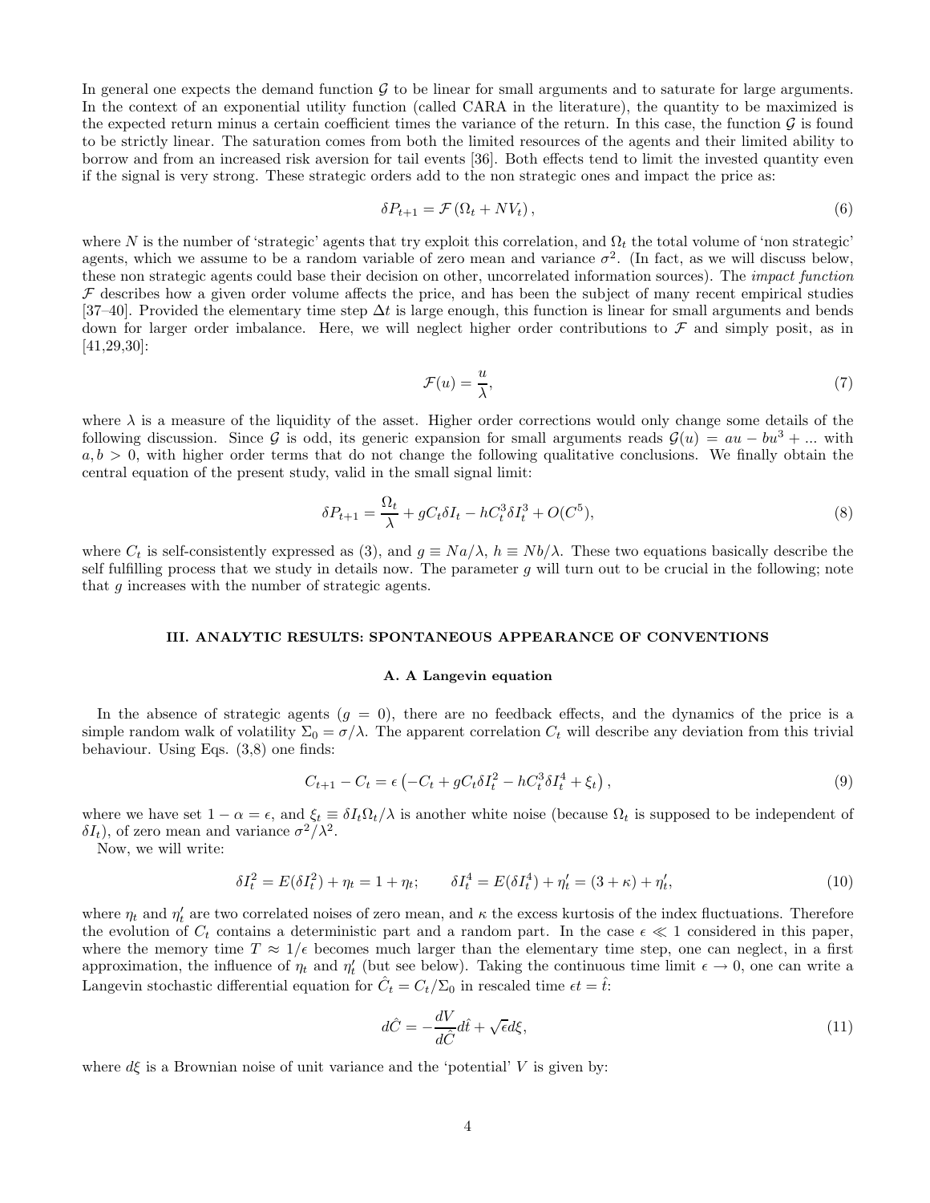In general one expects the demand function $\mathcal{G}$ to be linear for small arguments and to saturate for large arguments. In the context of an exponential utility function (called CARA in the literature), the quantity to be maximized is the expected return minus a certain coefficient times the variance of the return. In this case, the function $\mathcal{G}$ is found to be strictly linear. The saturation comes from both the limited resources of the agents and their limited ability to borrow and from an increased risk aversion for tail events [36]. Both effects tend to limit the invested quantity even if the signal is very strong. These strategic orders add to the non strategic ones and impact the price as:

$$\delta P_{t+1} = \mathcal{F}\left(\Omega_t + NV_t\right), \tag{6}$$

where $N$ is the number of 'strategic' agents that try exploit this correlation, and $\Omega_t$ the total volume of 'non strategic' agents, which we assume to be a random variable of zero mean and variance $\sigma^2$. (In fact, as we will discuss below, these non strategic agents could base their decision on other, uncorrelated information sources). The *impact function* $\mathcal{F}$ describes how a given order volume affects the price, and has been the subject of many recent empirical studies [37–40]. Provided the elementary time step $\Delta t$ is large enough, this function is linear for small arguments and bends down for larger order imbalance. Here, we will neglect higher order contributions to $\mathcal{F}$ and simply posit, as in [41,29,30]:

$$\mathcal{F}(u) = \frac{u}{\lambda}, \tag{7}$$

where $\lambda$ is a measure of the liquidity of the asset. Higher order corrections would only change some details of the following discussion. Since $\mathcal{G}$ is odd, its generic expansion for small arguments reads $\mathcal{G}(u) = au - bu^3 + ...$ with $a, b > 0$, with higher order terms that do not change the following qualitative conclusions. We finally obtain the central equation of the present study, valid in the small signal limit:

$$\delta P_{t+1} = \frac{\Omega_t}{\lambda} + gC_t\delta I_t - hC_t^3\delta I_t^3 + O(C^5), \tag{8}$$

where $C_t$ is self-consistently expressed as (3), and $g \equiv Na/\lambda$, $h \equiv Nb/\lambda$. These two equations basically describe the self fulfilling process that we study in details now. The parameter $g$ will turn out to be crucial in the following; note that $g$ increases with the number of strategic agents.

## III. ANALYTIC RESULTS: SPONTANEOUS APPEARANCE OF CONVENTIONS

### A. A Langevin equation

In the absence of strategic agents ($g = 0$), there are no feedback effects, and the dynamics of the price is a simple random walk of volatility $\Sigma_0 = \sigma/\lambda$. The apparent correlation $C_t$ will describe any deviation from this trivial behaviour. Using Eqs. (3,8) one finds:

$$C_{t+1} - C_t = \epsilon\left(-C_t + gC_t\delta I_t^2 - hC_t^3\delta I_t^4 + \xi_t\right), \tag{9}$$

where we have set $1 - \alpha = \epsilon$, and $\xi_t \equiv \delta I_t\Omega_t/\lambda$ is another white noise (because $\Omega_t$ is supposed to be independent of $\delta I_t$), of zero mean and variance $\sigma^2/\lambda^2$.

Now, we will write:

$$\delta I_t^2 = E(\delta I_t^2) + \eta_t = 1 + \eta_t; \qquad \delta I_t^4 = E(\delta I_t^4) + \eta'_t = (3 + \kappa) + \eta'_t, \tag{10}$$

where $\eta_t$ and $\eta'_t$ are two correlated noises of zero mean, and $\kappa$ the excess kurtosis of the index fluctuations. Therefore the evolution of $C_t$ contains a deterministic part and a random part. In the case $\epsilon \ll 1$ considered in this paper, where the memory time $T \approx 1/\epsilon$ becomes much larger than the elementary time step, one can neglect, in a first approximation, the influence of $\eta_t$ and $\eta'_t$ (but see below). Taking the continuous time limit $\epsilon \to 0$, one can write a Langevin stochastic differential equation for $\hat{C}_t = C_t/\Sigma_0$ in rescaled time $\epsilon t = \hat{t}$:

$$d\hat{C} = -\frac{dV}{d\hat{C}}d\hat{t} + \sqrt{\epsilon}d\xi, \tag{11}$$

where $d\xi$ is a Brownian noise of unit variance and the 'potential' $V$ is given by: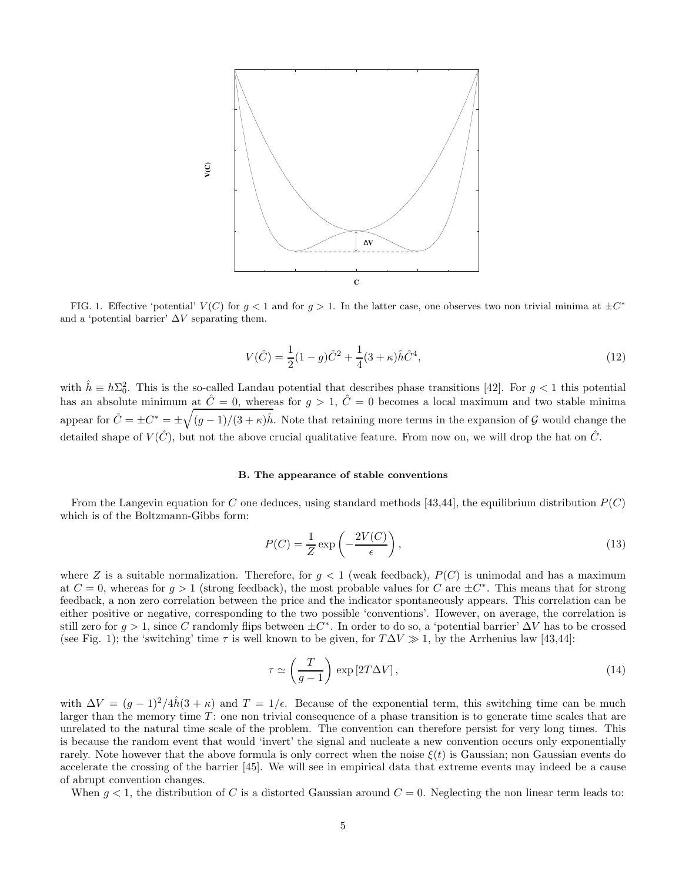FIG. 1. Effective 'potential' $V(C)$ for $g < 1$ and for $g > 1$. In the latter case, one observes two non trivial minima at $\pm C^*$ and a 'potential barrier' $\Delta V$ separating them.

$$V(\hat{C}) = \frac{1}{2}(1-g)\hat{C}^2 + \frac{1}{4}(3+\kappa)\hat{h}\hat{C}^4, \tag{12}$$

with $\hat{h} \equiv h\Sigma_0^2$. This is the so-called Landau potential that describes phase transitions [42]. For $g < 1$ this potential has an absolute minimum at $\hat{C} = 0$, whereas for $g > 1$, $\hat{C} = 0$ becomes a local maximum and two stable minima appear for $\hat{C} = \pm C^* = \pm\sqrt{(g-1)/(3+\kappa)\hat{h}}$. Note that retaining more terms in the expansion of $\mathcal{G}$ would change the detailed shape of $V(\hat{C})$, but not the above crucial qualitative feature. From now on, we will drop the hat on $\hat{C}$.

### B. The appearance of stable conventions

From the Langevin equation for $C$ one deduces, using standard methods [43,44], the equilibrium distribution $P(C)$ which is of the Boltzmann-Gibbs form:

$$P(C) = \frac{1}{Z}\exp\left(-\frac{2V(C)}{\epsilon}\right), \tag{13}$$

where $Z$ is a suitable normalization. Therefore, for $g < 1$ (weak feedback), $P(C)$ is unimodal and has a maximum at $C = 0$, whereas for $g > 1$ (strong feedback), the most probable values for $C$ are $\pm C^*$. This means that for strong feedback, a non zero correlation between the price and the indicator spontaneously appears. This correlation can be either positive or negative, corresponding to the two possible 'conventions'. However, on average, the correlation is still zero for $g > 1$, since $C$ randomly flips between $\pm C^*$. In order to do so, a 'potential barrier' $\Delta V$ has to be crossed (see Fig. 1); the 'switching' time $\tau$ is well known to be given, for $T\Delta V \gg 1$, by the Arrhenius law [43,44]:

$$\tau \simeq \left(\frac{T}{g-1}\right)\exp\left[2T\Delta V\right], \tag{14}$$

with $\Delta V = (g-1)^2/4\hat{h}(3+\kappa)$ and $T = 1/\epsilon$. Because of the exponential term, this switching time can be much larger than the memory time $T$: one non trivial consequence of a phase transition is to generate time scales that are unrelated to the natural time scale of the problem. The convention can therefore persist for very long times. This is because the random event that would 'invert' the signal and nucleate a new convention occurs only exponentially rarely. Note however that the above formula is only correct when the noise $\xi(t)$ is Gaussian; non Gaussian events do accelerate the crossing of the barrier [45]. We will see in empirical data that extreme events may indeed be a cause of abrupt convention changes.

When $g < 1$, the distribution of $C$ is a distorted Gaussian around $C = 0$. Neglecting the non linear term leads to: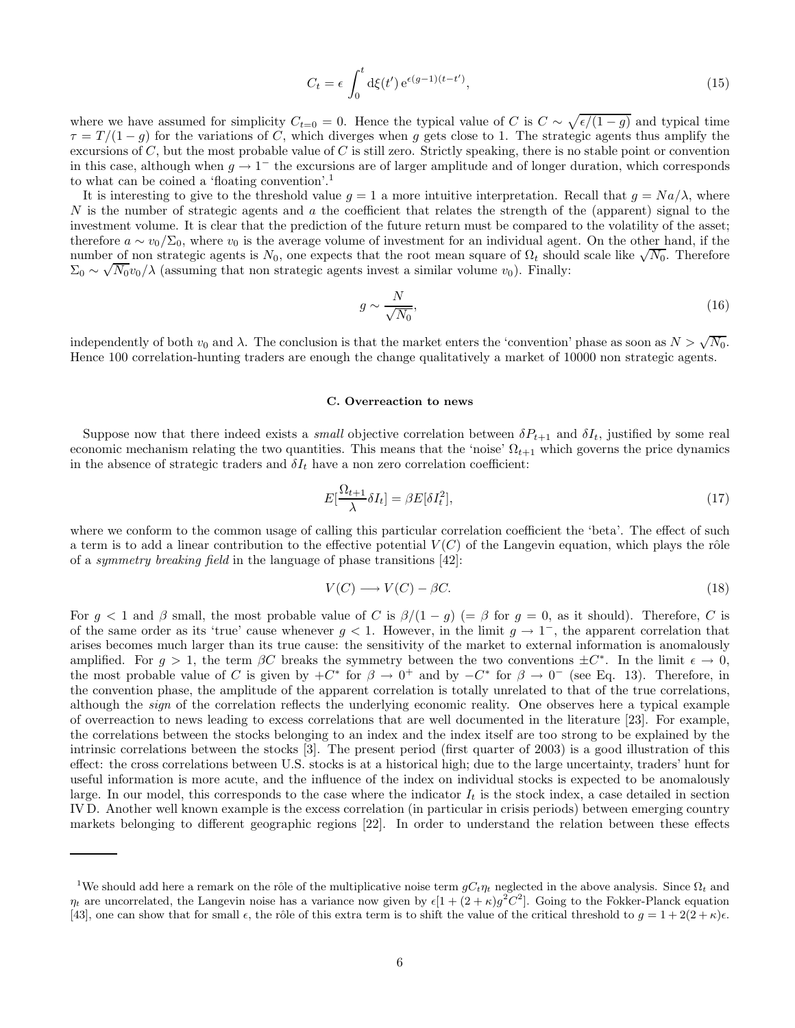$$C_t = \epsilon \int_0^t \mathrm{d}\xi(t')\, \mathrm{e}^{\epsilon(g-1)(t-t')}, \tag{15}$$

where we have assumed for simplicity $C_{t=0} = 0$. Hence the typical value of $C$ is $C \sim \sqrt{\epsilon/(1-g)}$ and typical time $\tau = T/(1-g)$ for the variations of $C$, which diverges when $g$ gets close to 1. The strategic agents thus amplify the excursions of $C$, but the most probable value of $C$ is still zero. Strictly speaking, there is no stable point or convention in this case, although when $g \to 1^-$ the excursions are of larger amplitude and of longer duration, which corresponds to what can be coined a 'floating convention'.[1]

It is interesting to give to the threshold value $g = 1$ a more intuitive interpretation. Recall that $g = Na/\lambda$, where $N$ is the number of strategic agents and $a$ the coefficient that relates the strength of the (apparent) signal to the investment volume. It is clear that the prediction of the future return must be compared to the volatility of the asset; therefore $a \sim v_0/\Sigma_0$, where $v_0$ is the average volume of investment for an individual agent. On the other hand, if the number of non strategic agents is $N_0$, one expects that the root mean square of $\Omega_t$ should scale like $\sqrt{N_0}$. Therefore $\Sigma_0 \sim \sqrt{N_0} v_0/\lambda$ (assuming that non strategic agents invest a similar volume $v_0$). Finally:

$$g \sim \frac{N}{\sqrt{N_0}}, \tag{16}$$

independently of both $v_0$ and $\lambda$. The conclusion is that the market enters the 'convention' phase as soon as $N > \sqrt{N_0}$. Hence 100 correlation-hunting traders are enough the change qualitatively a market of 10000 non strategic agents.

### C. Overreaction to news

Suppose now that there indeed exists a *small* objective correlation between $\delta P_{t+1}$ and $\delta I_t$, justified by some real economic mechanism relating the two quantities. This means that the 'noise' $\Omega_{t+1}$ which governs the price dynamics in the absence of strategic traders and $\delta I_t$ have a non zero correlation coefficient:

$$E[\frac{\Omega_{t+1}}{\lambda}\delta I_t] = \beta E[\delta I_t^2], \tag{17}$$

where we conform to the common usage of calling this particular correlation coefficient the 'beta'. The effect of such a term is to add a linear contribution to the effective potential $V(C)$ of the Langevin equation, which plays the rôle of a *symmetry breaking field* in the language of phase transitions [42]:

$$V(C) \longrightarrow V(C) - \beta C. \tag{18}$$

For $g < 1$ and $\beta$ small, the most probable value of $C$ is $\beta/(1-g)$ ($= \beta$ for $g = 0$, as it should). Therefore, $C$ is of the same order as its 'true' cause whenever $g < 1$. However, in the limit $g \to 1^-$, the apparent correlation that arises becomes much larger than its true cause: the sensitivity of the market to external information is anomalously amplified. For $g > 1$, the term $\beta C$ breaks the symmetry between the two conventions $\pm C^*$. In the limit $\epsilon \to 0$, the most probable value of $C$ is given by $+C^*$ for $\beta \to 0^+$ and by $-C^*$ for $\beta \to 0^-$ (see Eq. 13). Therefore, in the convention phase, the amplitude of the apparent correlation is totally unrelated to that of the true correlations, although the *sign* of the correlation reflects the underlying economic reality. One observes here a typical example of overreaction to news leading to excess correlations that are well documented in the literature [23]. For example, the correlations between the stocks belonging to an index and the index itself are too strong to be explained by the intrinsic correlations between the stocks [3]. The present period (first quarter of 2003) is a good illustration of this effect: the cross correlations between U.S. stocks is at a historical high; due to the large uncertainty, traders' hunt for useful information is more acute, and the influence of the index on individual stocks is expected to be anomalously large. In our model, this corresponds to the case where the indicator $I_t$ is the stock index, a case detailed in section IV D. Another well known example is the excess correlation (in particular in crisis periods) between emerging country markets belonging to different geographic regions [22]. In order to understand the relation between these effects

---

[1] We should add here a remark on the rôle of the multiplicative noise term $gC_t\eta_t$ neglected in the above analysis. Since $\Omega_t$ and $\eta_t$ are uncorrelated, the Langevin noise has a variance now given by $\epsilon[1 + (2+\kappa)g^2C^2]$. Going to the Fokker-Planck equation [43], one can show that for small $\epsilon$, the rôle of this extra term is to shift the value of the critical threshold to $g = 1 + 2(2+\kappa)\epsilon$.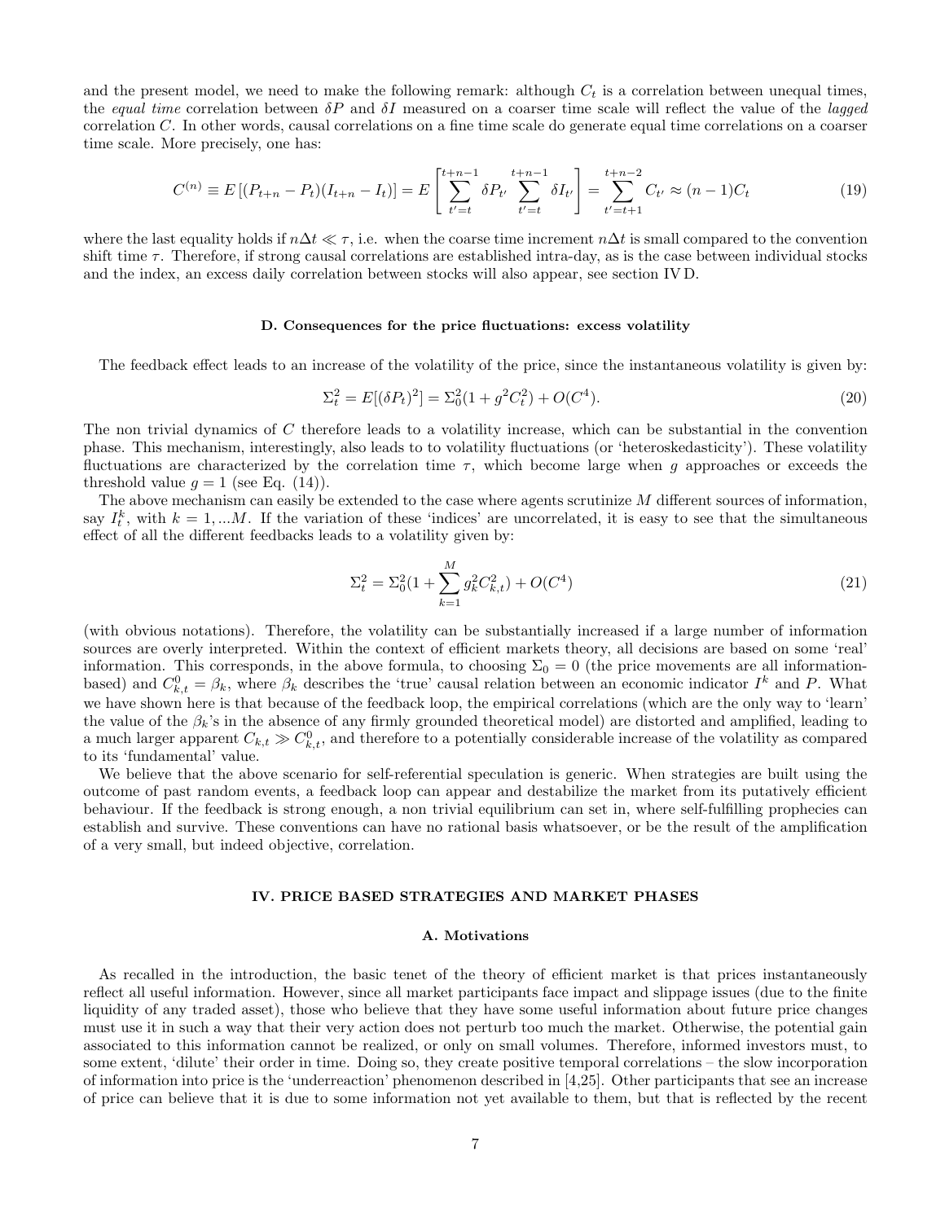and the present model, we need to make the following remark: although $C_t$ is a correlation between unequal times, the *equal time* correlation between $\delta P$ and $\delta I$ measured on a coarser time scale will reflect the value of the *lagged* correlation $C$. In other words, causal correlations on a fine time scale do generate equal time correlations on a coarser time scale. More precisely, one has:

$$C^{(n)} \equiv E\left[(P_{t+n} - P_t)(I_{t+n} - I_t)\right] = E\left[\sum_{t'=t}^{t+n-1} \delta P_{t'} \sum_{t'=t}^{t+n-1} \delta I_{t'}\right] = \sum_{t'=t+1}^{t+n-2} C_{t'} \approx (n-1)C_t \tag{19}$$

where the last equality holds if $n\Delta t \ll \tau$, i.e. when the coarse time increment $n\Delta t$ is small compared to the convention shift time $\tau$. Therefore, if strong causal correlations are established intra-day, as is the case between individual stocks and the index, an excess daily correlation between stocks will also appear, see section IV D.

### D. Consequences for the price fluctuations: excess volatility

The feedback effect leads to an increase of the volatility of the price, since the instantaneous volatility is given by:

$$\Sigma_t^2 = E[(\delta P_t)^2] = \Sigma_0^2(1 + g^2 C_t^2) + O(C^4). \tag{20}$$

The non trivial dynamics of $C$ therefore leads to a volatility increase, which can be substantial in the convention phase. This mechanism, interestingly, also leads to to volatility fluctuations (or 'heteroskedasticity'). These volatility fluctuations are characterized by the correlation time $\tau$, which become large when $g$ approaches or exceeds the threshold value $g = 1$ (see Eq. (14)).

The above mechanism can easily be extended to the case where agents scrutinize $M$ different sources of information, say $I_t^k$, with $k = 1, ...M$. If the variation of these 'indices' are uncorrelated, it is easy to see that the simultaneous effect of all the different feedbacks leads to a volatility given by:

$$\Sigma_t^2 = \Sigma_0^2(1 + \sum_{k=1}^{M} g_k^2 C_{k,t}^2) + O(C^4) \tag{21}$$

(with obvious notations). Therefore, the volatility can be substantially increased if a large number of information sources are overly interpreted. Within the context of efficient markets theory, all decisions are based on some 'real' information. This corresponds, in the above formula, to choosing $\Sigma_0 = 0$ (the price movements are all information-based) and $C_{k,t}^0 = \beta_k$, where $\beta_k$ describes the 'true' causal relation between an economic indicator $I^k$ and $P$. What we have shown here is that because of the feedback loop, the empirical correlations (which are the only way to 'learn' the value of the $\beta_k$'s in the absence of any firmly grounded theoretical model) are distorted and amplified, leading to a much larger apparent $C_{k,t} \gg C_{k,t}^0$, and therefore to a potentially considerable increase of the volatility as compared to its 'fundamental' value.

We believe that the above scenario for self-referential speculation is generic. When strategies are built using the outcome of past random events, a feedback loop can appear and destabilize the market from its putatively efficient behaviour. If the feedback is strong enough, a non trivial equilibrium can set in, where self-fulfilling prophecies can establish and survive. These conventions can have no rational basis whatsoever, or be the result of the amplification of a very small, but indeed objective, correlation.

## IV. PRICE BASED STRATEGIES AND MARKET PHASES

### A. Motivations

As recalled in the introduction, the basic tenet of the theory of efficient market is that prices instantaneously reflect all useful information. However, since all market participants face impact and slippage issues (due to the finite liquidity of any traded asset), those who believe that they have some useful information about future price changes must use it in such a way that their very action does not perturb too much the market. Otherwise, the potential gain associated to this information cannot be realized, or only on small volumes. Therefore, informed investors must, to some extent, 'dilute' their order in time. Doing so, they create positive temporal correlations – the slow incorporation of information into price is the 'underreaction' phenomenon described in [4,25]. Other participants that see an increase of price can believe that it is due to some information not yet available to them, but that is reflected by the recent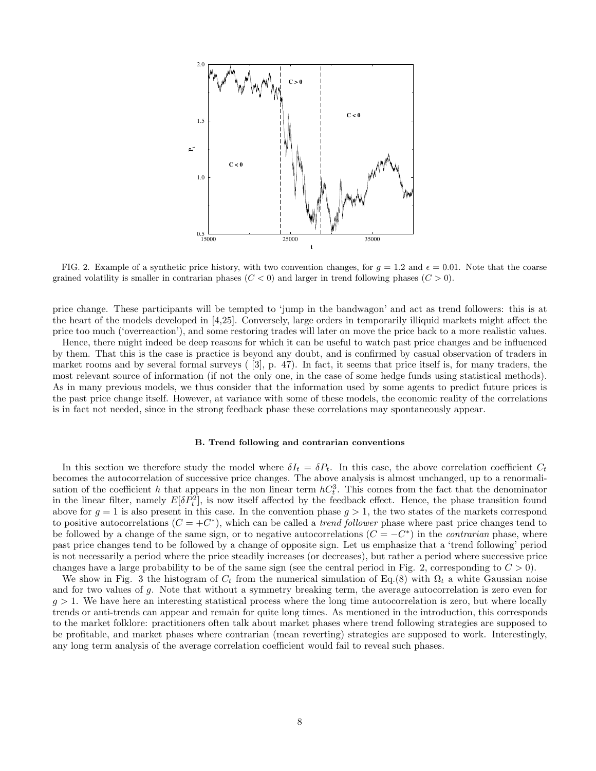FIG. 2. Example of a synthetic price history, with two convention changes, for $g = 1.2$ and $\epsilon = 0.01$. Note that the coarse grained volatility is smaller in contrarian phases ($C < 0$) and larger in trend following phases ($C > 0$).

price change. These participants will be tempted to 'jump in the bandwagon' and act as trend followers: this is at the heart of the models developed in [4,25]. Conversely, large orders in temporarily illiquid markets might affect the price too much ('overreaction'), and some restoring trades will later on move the price back to a more realistic values.

Hence, there might indeed be deep reasons for which it can be useful to watch past price changes and be influenced by them. That this is the case is practice is beyond any doubt, and is confirmed by casual observation of traders in market rooms and by several formal surveys ( [3], p. 47). In fact, it seems that price itself is, for many traders, the most relevant source of information (if not the only one, in the case of some hedge funds using statistical methods). As in many previous models, we thus consider that the information used by some agents to predict future prices is the past price change itself. However, at variance with some of these models, the economic reality of the correlations is in fact not needed, since in the strong feedback phase these correlations may spontaneously appear.

### B. Trend following and contrarian conventions

In this section we therefore study the model where $\delta I_t = \delta P_t$. In this case, the above correlation coefficient $C_t$ becomes the autocorrelation of successive price changes. The above analysis is almost unchanged, up to a renormalisation of the coefficient $h$ that appears in the non linear term $hC_t^3$. This comes from the fact that the denominator in the linear filter, namely $E[\delta P_t^2]$, is now itself affected by the feedback effect. Hence, the phase transition found above for $g = 1$ is also present in this case. In the convention phase $g > 1$, the two states of the markets correspond to positive autocorrelations ($C = +C^*$), which can be called a *trend follower* phase where past price changes tend to be followed by a change of the same sign, or to negative autocorrelations ($C = -C^*$) in the *contrarian* phase, where past price changes tend to be followed by a change of opposite sign. Let us emphasize that a 'trend following' period is not necessarily a period where the price steadily increases (or decreases), but rather a period where successive price changes have a large probability to be of the same sign (see the central period in Fig. 2, corresponding to $C > 0$).

We show in Fig. 3 the histogram of $C_t$ from the numerical simulation of Eq.(8) with $\Omega_t$ a white Gaussian noise and for two values of $g$. Note that without a symmetry breaking term, the average autocorrelation is zero even for $g > 1$. We have here an interesting statistical process where the long time autocorrelation is zero, but where locally trends or anti-trends can appear and remain for quite long times. As mentioned in the introduction, this corresponds to the market folklore: practitioners often talk about market phases where trend following strategies are supposed to be profitable, and market phases where contrarian (mean reverting) strategies are supposed to work. Interestingly, any long term analysis of the average correlation coefficient would fail to reveal such phases.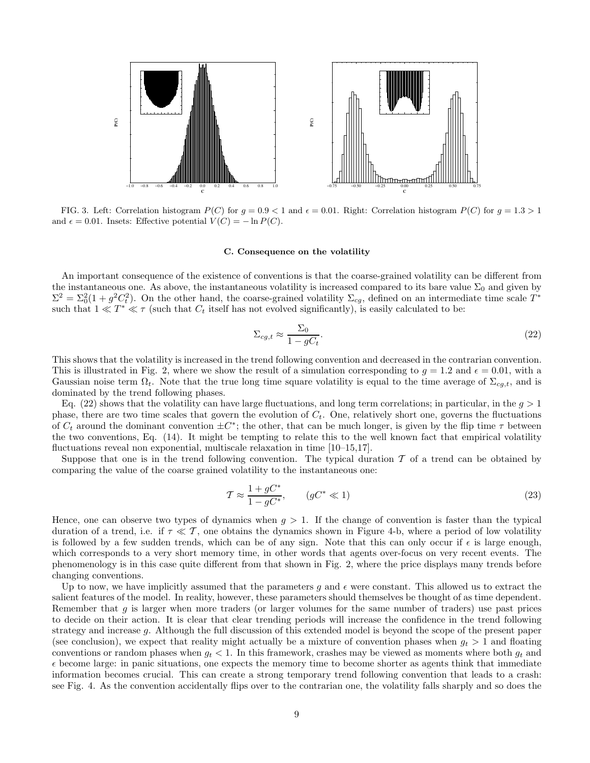FIG. 3. Left: Correlation histogram $P(C)$ for $g = 0.9 < 1$ and $\epsilon = 0.01$. Right: Correlation histogram $P(C)$ for $g = 1.3 > 1$ and $\epsilon = 0.01$. Insets: Effective potential $V(C) = -\ln P(C)$.

### C. Consequence on the volatility

An important consequence of the existence of conventions is that the coarse-grained volatility can be different from the instantaneous one. As above, the instantaneous volatility is increased compared to its bare value $\Sigma_0$ and given by $\Sigma^2 = \Sigma_0^2(1 + g^2 C_t^2)$. On the other hand, the coarse-grained volatility $\Sigma_{cg}$, defined on an intermediate time scale $T^*$ such that $1 \ll T^* \ll \tau$ (such that $C_t$ itself has not evolved significantly), is easily calculated to be:

$$\Sigma_{cg,t} \approx \frac{\Sigma_0}{1 - gC_t}. \tag{22}$$

This shows that the volatility is increased in the trend following convention and decreased in the contrarian convention. This is illustrated in Fig. 2, where we show the result of a simulation corresponding to $g = 1.2$ and $\epsilon = 0.01$, with a Gaussian noise term $\Omega_t$. Note that the true long time square volatility is equal to the time average of $\Sigma_{cg,t}$, and is dominated by the trend following phases.

Eq. (22) shows that the volatility can have large fluctuations, and long term correlations; in particular, in the $g > 1$ phase, there are two time scales that govern the evolution of $C_t$. One, relatively short one, governs the fluctuations of $C_t$ around the dominant convention $\pm C^*$; the other, that can be much longer, is given by the flip time $\tau$ between the two conventions, Eq. (14). It might be tempting to relate this to the well known fact that empirical volatility fluctuations reveal non exponential, multiscale relaxation in time [10–15,17].

Suppose that one is in the trend following convention. The typical duration $\mathcal{T}$ of a trend can be obtained by comparing the value of the coarse grained volatility to the instantaneous one:

$$\mathcal{T} \approx \frac{1 + gC^*}{1 - gC^*}, \qquad (gC^* \ll 1) \tag{23}$$

Hence, one can observe two types of dynamics when $g > 1$. If the change of convention is faster than the typical duration of a trend, i.e. if $\tau \ll \mathcal{T}$, one obtains the dynamics shown in Figure 4-b, where a period of low volatility is followed by a few sudden trends, which can be of any sign. Note that this can only occur if $\epsilon$ is large enough, which corresponds to a very short memory time, in other words that agents over-focus on very recent events. The phenomenology is in this case quite different from that shown in Fig. 2, where the price displays many trends before changing conventions.

Up to now, we have implicitly assumed that the parameters $g$ and $\epsilon$ were constant. This allowed us to extract the salient features of the model. In reality, however, these parameters should themselves be thought of as time dependent. Remember that $g$ is larger when more traders (or larger volumes for the same number of traders) use past prices to decide on their action. It is clear that clear trending periods will increase the confidence in the trend following strategy and increase $g$. Although the full discussion of this extended model is beyond the scope of the present paper (see conclusion), we expect that reality might actually be a mixture of convention phases when $g_t > 1$ and floating conventions or random phases when $g_t < 1$. In this framework, crashes may be viewed as moments where both $g_t$ and $\epsilon$ become large: in panic situations, one expects the memory time to become shorter as agents think that immediate information becomes crucial. This can create a strong temporary trend following convention that leads to a crash: see Fig. 4. As the convention accidentally flips over to the contrarian one, the volatility falls sharply and so does the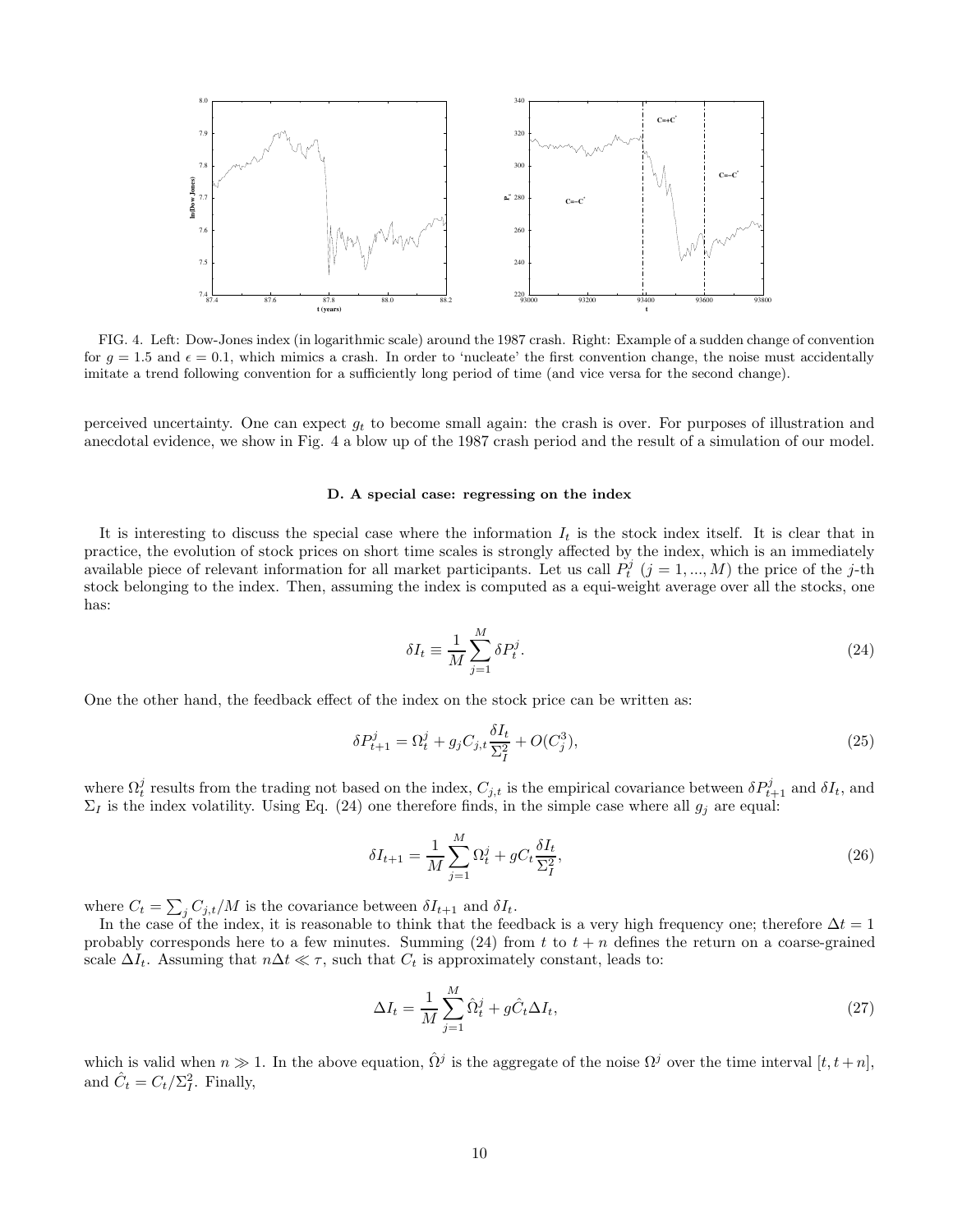FIG. 4. Left: Dow-Jones index (in logarithmic scale) around the 1987 crash. Right: Example of a sudden change of convention for $g = 1.5$ and $\epsilon = 0.1$, which mimics a crash. In order to 'nucleate' the first convention change, the noise must accidentally imitate a trend following convention for a sufficiently long period of time (and vice versa for the second change).

perceived uncertainty. One can expect $g_t$ to become small again: the crash is over. For purposes of illustration and anecdotal evidence, we show in Fig. 4 a blow up of the 1987 crash period and the result of a simulation of our model.

### D. A special case: regressing on the index

It is interesting to discuss the special case where the information $I_t$ is the stock index itself. It is clear that in practice, the evolution of stock prices on short time scales is strongly affected by the index, which is an immediately available piece of relevant information for all market participants. Let us call $P_t^j$ ($j = 1, ..., M$) the price of the $j$-th stock belonging to the index. Then, assuming the index is computed as a equi-weight average over all the stocks, one has:

$$\delta I_t \equiv \frac{1}{M} \sum_{j=1}^{M} \delta P_t^j. \tag{24}$$

One the other hand, the feedback effect of the index on the stock price can be written as:

$$\delta P_{t+1}^j = \Omega_t^j + g_j C_{j,t} \frac{\delta I_t}{\Sigma_I^2} + O(C_j^3), \tag{25}$$

where $\Omega_t^j$ results from the trading not based on the index, $C_{j,t}$ is the empirical covariance between $\delta P_{t+1}^j$ and $\delta I_t$, and $\Sigma_I$ is the index volatility. Using Eq. (24) one therefore finds, in the simple case where all $g_j$ are equal:

$$\delta I_{t+1} = \frac{1}{M} \sum_{j=1}^{M} \Omega_t^j + g C_t \frac{\delta I_t}{\Sigma_I^2}, \tag{26}$$

where $C_t = \sum_j C_{j,t}/M$ is the covariance between $\delta I_{t+1}$ and $\delta I_t$.

In the case of the index, it is reasonable to think that the feedback is a very high frequency one; therefore $\Delta t = 1$ probably corresponds here to a few minutes. Summing (24) from $t$ to $t + n$ defines the return on a coarse-grained scale $\Delta I_t$. Assuming that $n\Delta t \ll \tau$, such that $C_t$ is approximately constant, leads to:

$$\Delta I_t = \frac{1}{M} \sum_{j=1}^{M} \hat{\Omega}_t^j + g \hat{C}_t \Delta I_t, \tag{27}$$

which is valid when $n \gg 1$. In the above equation, $\hat{\Omega}^j$ is the aggregate of the noise $\Omega^j$ over the time interval $[t, t+n]$, and $\hat{C}_t = C_t/\Sigma_I^2$. Finally,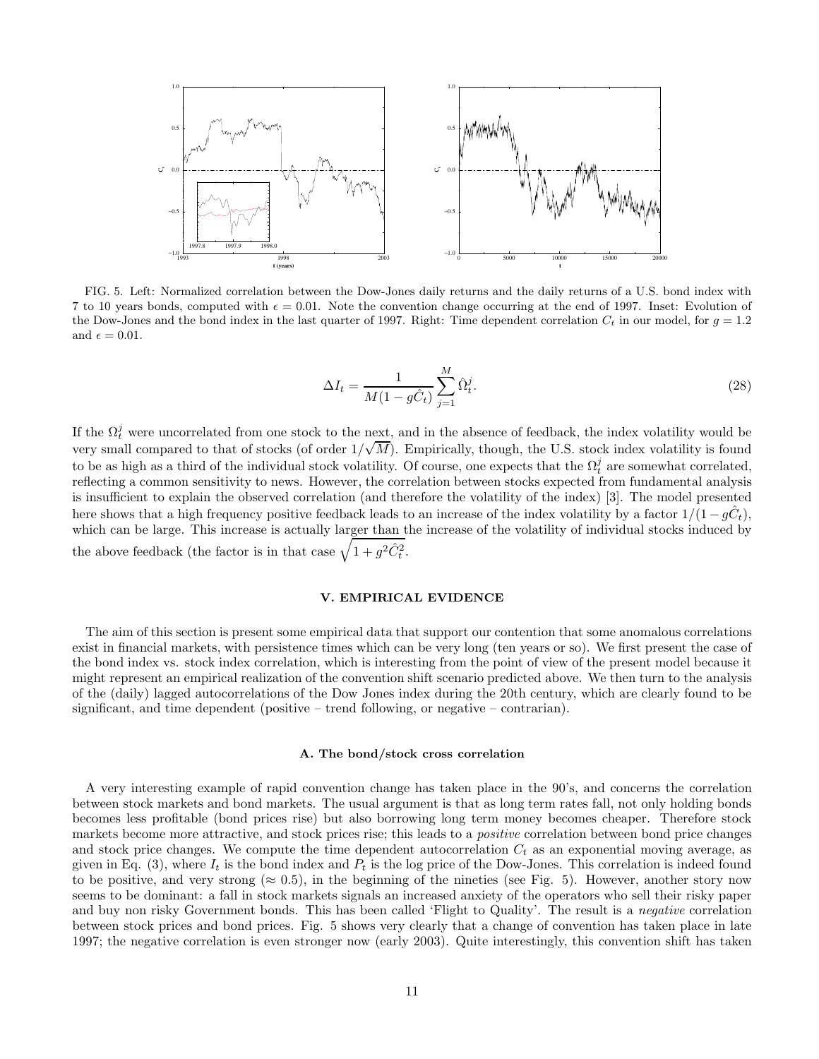FIG. 5. Left: Normalized correlation between the Dow-Jones daily returns and the daily returns of a U.S. bond index with 7 to 10 years bonds, computed with $\epsilon = 0.01$. Note the convention change occurring at the end of 1997. Inset: Evolution of the Dow-Jones and the bond index in the last quarter of 1997. Right: Time dependent correlation $C_t$ in our model, for $g = 1.2$ and $\epsilon = 0.01$.

$$\Delta I_t = \frac{1}{M(1 - g\hat{C}_t)} \sum_{j=1}^{M} \hat{\Omega}_t^j. \tag{28}$$

If the $\Omega_t^j$ were uncorrelated from one stock to the next, and in the absence of feedback, the index volatility would be very small compared to that of stocks (of order $1/\sqrt{M}$). Empirically, though, the U.S. stock index volatility is found to be as high as a third of the individual stock volatility. Of course, one expects that the $\Omega_t^j$ are somewhat correlated, reflecting a common sensitivity to news. However, the correlation between stocks expected from fundamental analysis is insufficient to explain the observed correlation (and therefore the volatility of the index) [3]. The model presented here shows that a high frequency positive feedback leads to an increase of the index volatility by a factor $1/(1 - g\hat{C}_t)$, which can be large. This increase is actually larger than the increase of the volatility of individual stocks induced by the above feedback (the factor is in that case $\sqrt{1 + g^2\hat{C}_t^2}$.

## V. EMPIRICAL EVIDENCE

The aim of this section is present some empirical data that support our contention that some anomalous correlations exist in financial markets, with persistence times which can be very long (ten years or so). We first present the case of the bond index vs. stock index correlation, which is interesting from the point of view of the present model because it might represent an empirical realization of the convention shift scenario predicted above. We then turn to the analysis of the (daily) lagged autocorrelations of the Dow Jones index during the 20th century, which are clearly found to be significant, and time dependent (positive – trend following, or negative – contrarian).

### A. The bond/stock cross correlation

A very interesting example of rapid convention change has taken place in the 90's, and concerns the correlation between stock markets and bond markets. The usual argument is that as long term rates fall, not only holding bonds becomes less profitable (bond prices rise) but also borrowing long term money becomes cheaper. Therefore stock markets become more attractive, and stock prices rise; this leads to a *positive* correlation between bond price changes and stock price changes. We compute the time dependent autocorrelation $C_t$ as an exponential moving average, as given in Eq. (3), where $I_t$ is the bond index and $P_t$ is the log price of the Dow-Jones. This correlation is indeed found to be positive, and very strong ($\approx 0.5$), in the beginning of the nineties (see Fig. 5). However, another story now seems to be dominant: a fall in stock markets signals an increased anxiety of the operators who sell their risky paper and buy non risky Government bonds. This has been called 'Flight to Quality'. The result is a *negative* correlation between stock prices and bond prices. Fig. 5 shows very clearly that a change of convention has taken place in late 1997; the negative correlation is even stronger now (early 2003). Quite interestingly, this convention shift has taken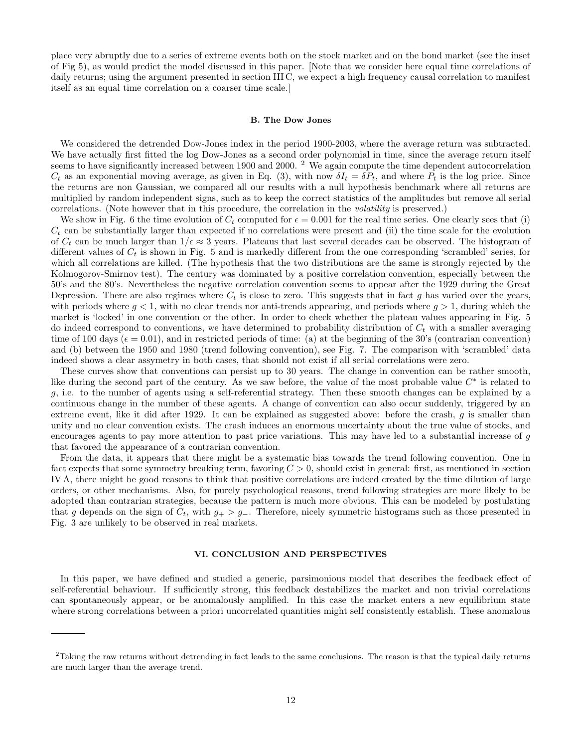place very abruptly due to a series of extreme events both on the stock market and on the bond market (see the inset of Fig 5), as would predict the model discussed in this paper. [Note that we consider here equal time correlations of daily returns; using the argument presented in section III C, we expect a high frequency causal correlation to manifest itself as an equal time correlation on a coarser time scale.]

### B. The Dow Jones

We considered the detrended Dow-Jones index in the period 1900-2003, where the average return was subtracted. We have actually first fitted the log Dow-Jones as a second order polynomial in time, since the average return itself seems to have significantly increased between 1900 and 2000. [2] We again compute the time dependent autocorrelation $C_t$ as an exponential moving average, as given in Eq. (3), with now $\delta I_t = \delta P_t$, and where $P_t$ is the log price. Since the returns are non Gaussian, we compared all our results with a null hypothesis benchmark where all returns are multiplied by random independent signs, such as to keep the correct statistics of the amplitudes but remove all serial correlations. (Note however that in this procedure, the correlation in the *volatility* is preserved.)

We show in Fig. 6 the time evolution of $C_t$ computed for $\epsilon = 0.001$ for the real time series. One clearly sees that (i) $C_t$ can be substantially larger than expected if no correlations were present and (ii) the time scale for the evolution of $C_t$ can be much larger than $1/\epsilon \approx 3$ years. Plateaus that last several decades can be observed. The histogram of different values of $C_t$ is shown in Fig. 5 and is markedly different from the one corresponding 'scrambled' series, for which all correlations are killed. (The hypothesis that the two distributions are the same is strongly rejected by the Kolmogorov-Smirnov test). The century was dominated by a positive correlation convention, especially between the 50's and the 80's. Nevertheless the negative correlation convention seems to appear after the 1929 during the Great Depression. There are also regimes where $C_t$ is close to zero. This suggests that in fact $g$ has varied over the years, with periods where $g < 1$, with no clear trends nor anti-trends appearing, and periods where $g > 1$, during which the market is 'locked' in one convention or the other. In order to check whether the plateau values appearing in Fig. 5 do indeed correspond to conventions, we have determined to probability distribution of $C_t$ with a smaller averaging time of 100 days ($\epsilon = 0.01$), and in restricted periods of time: (a) at the beginning of the 30's (contrarian convention) and (b) between the 1950 and 1980 (trend following convention), see Fig. 7. The comparison with 'scrambled' data indeed shows a clear assymetry in both cases, that should not exist if all serial correlations were zero.

These curves show that conventions can persist up to 30 years. The change in convention can be rather smooth, like during the second part of the century. As we saw before, the value of the most probable value $C^*$ is related to $g$, i.e. to the number of agents using a self-referential strategy. Then these smooth changes can be explained by a continuous change in the number of these agents. A change of convention can also occur suddenly, triggered by an extreme event, like it did after 1929. It can be explained as suggested above: before the crash, $g$ is smaller than unity and no clear convention exists. The crash induces an enormous uncertainty about the true value of stocks, and encourages agents to pay more attention to past price variations. This may have led to a substantial increase of $g$ that favored the appearance of a contrarian convention.

From the data, it appears that there might be a systematic bias towards the trend following convention. One in fact expects that some symmetry breaking term, favoring $C > 0$, should exist in general: first, as mentioned in section IV A, there might be good reasons to think that positive correlations are indeed created by the time dilution of large orders, or other mechanisms. Also, for purely psychological reasons, trend following strategies are more likely to be adopted than contrarian strategies, because the pattern is much more obvious. This can be modeled by postulating that $g$ depends on the sign of $C_t$, with $g_+ > g_-$. Therefore, nicely symmetric histograms such as those presented in Fig. 3 are unlikely to be observed in real markets.

## VI. CONCLUSION AND PERSPECTIVES

In this paper, we have defined and studied a generic, parsimonious model that describes the feedback effect of self-referential behaviour. If sufficiently strong, this feedback destabilizes the market and non trivial correlations can spontaneously appear, or be anomalously amplified. In this case the market enters a new equilibrium state where strong correlations between a priori uncorrelated quantities might self consistently establish. These anomalous

---

[2] Taking the raw returns without detrending in fact leads to the same conclusions. The reason is that the typical daily returns are much larger than the average trend.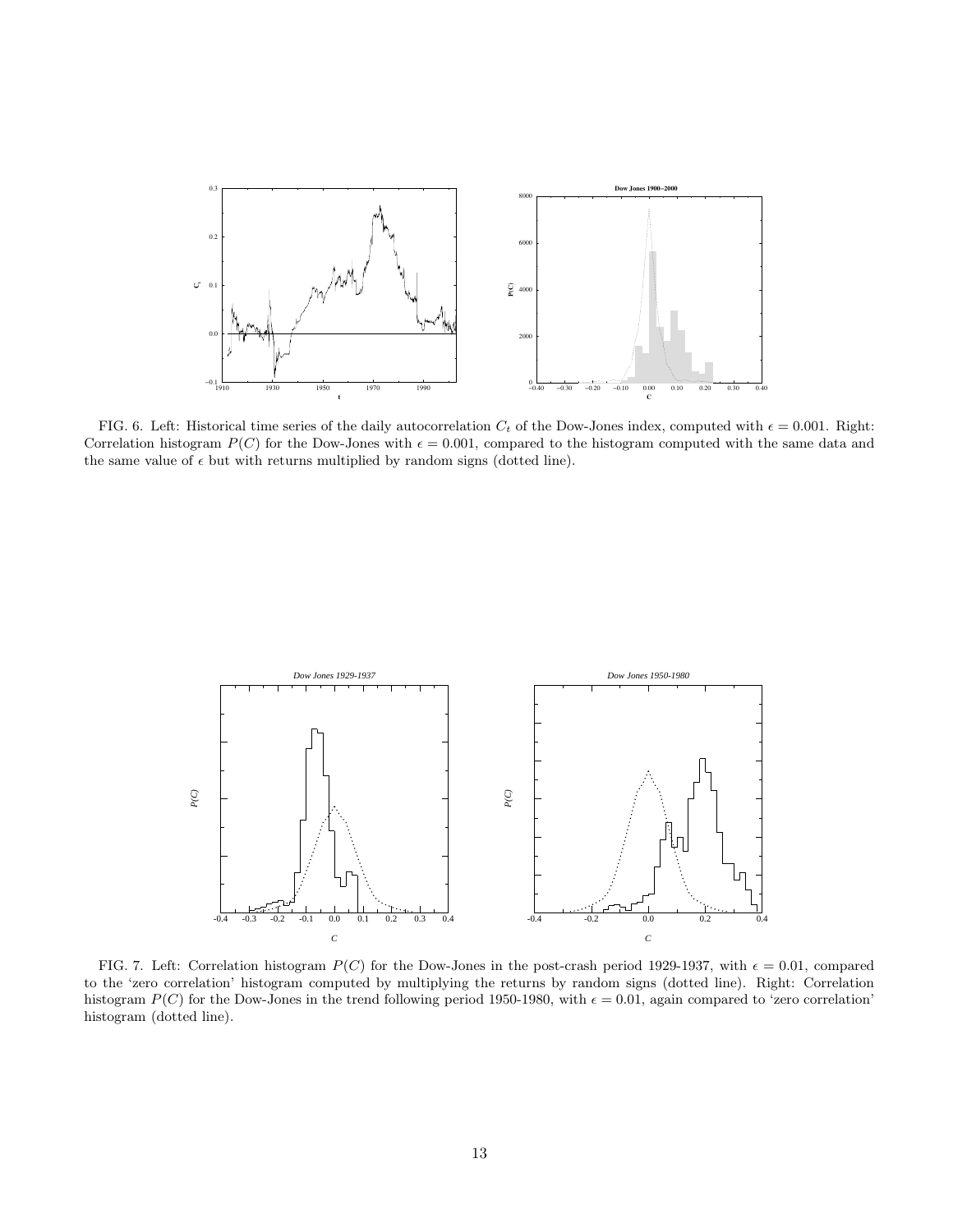FIG. 6. Left: Historical time series of the daily autocorrelation $C_t$ of the Dow-Jones index, computed with $\epsilon = 0.001$. Right: Correlation histogram $P(C)$ for the Dow-Jones with $\epsilon = 0.001$, compared to the histogram computed with the same data and the same value of $\epsilon$ but with returns multiplied by random signs (dotted line).

FIG. 7. Left: Correlation histogram $P(C)$ for the Dow-Jones in the post-crash period 1929-1937, with $\epsilon = 0.01$, compared to the 'zero correlation' histogram computed by multiplying the returns by random signs (dotted line). Right: Correlation histogram $P(C)$ for the Dow-Jones in the trend following period 1950-1980, with $\epsilon = 0.01$, again compared to 'zero correlation' histogram (dotted line).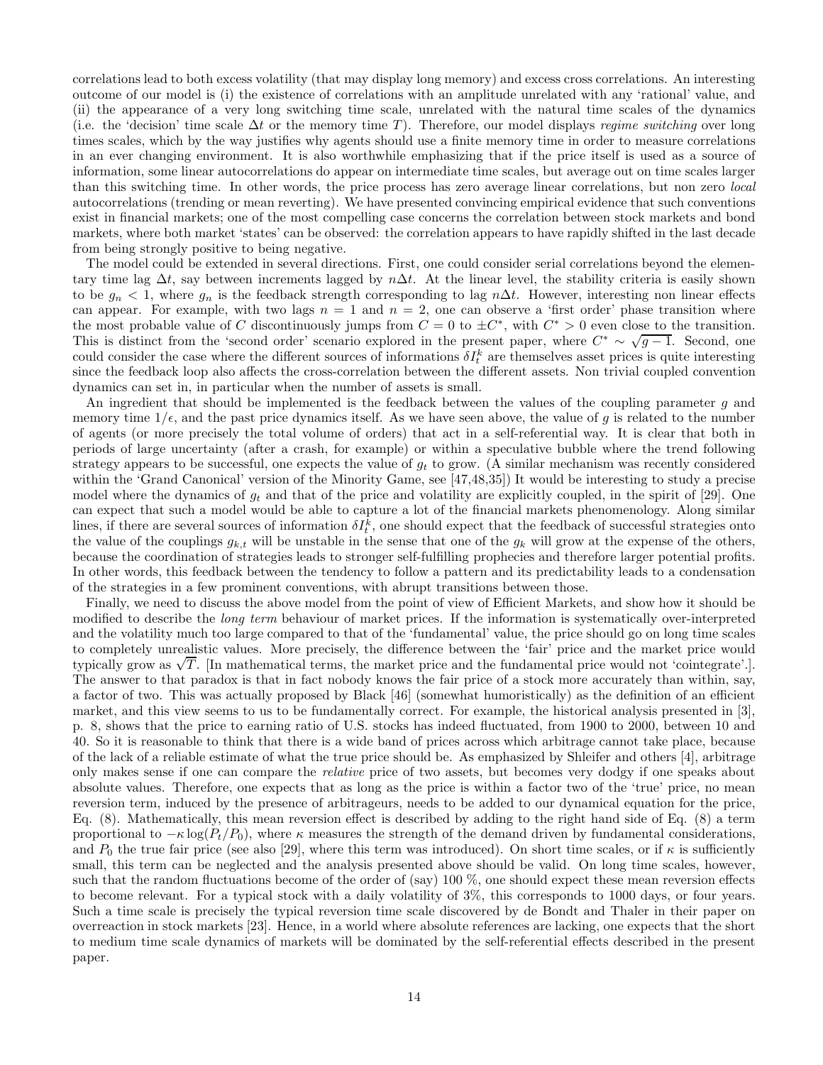correlations lead to both excess volatility (that may display long memory) and excess cross correlations. An interesting outcome of our model is (i) the existence of correlations with an amplitude unrelated with any 'rational' value, and (ii) the appearance of a very long switching time scale, unrelated with the natural time scales of the dynamics (i.e. the 'decision' time scale $\Delta t$ or the memory time $T$). Therefore, our model displays *regime switching* over long times scales, which by the way justifies why agents should use a finite memory time in order to measure correlations in an ever changing environment. It is also worthwhile emphasizing that if the price itself is used as a source of information, some linear autocorrelations do appear on intermediate time scales, but average out on time scales larger than this switching time. In other words, the price process has zero average linear correlations, but non zero *local* autocorrelations (trending or mean reverting). We have presented convincing empirical evidence that such conventions exist in financial markets; one of the most compelling case concerns the correlation between stock markets and bond markets, where both market 'states' can be observed: the correlation appears to have rapidly shifted in the last decade from being strongly positive to being negative.

The model could be extended in several directions. First, one could consider serial correlations beyond the elementary time lag $\Delta t$, say between increments lagged by $n\Delta t$. At the linear level, the stability criteria is easily shown to be $g_n < 1$, where $g_n$ is the feedback strength corresponding to lag $n\Delta t$. However, interesting non linear effects can appear. For example, with two lags $n = 1$ and $n = 2$, one can observe a 'first order' phase transition where the most probable value of $C$ discontinuously jumps from $C = 0$ to $\pm C^*$, with $C^* > 0$ even close to the transition. This is distinct from the 'second order' scenario explored in the present paper, where $C^* \sim \sqrt{g-1}$. Second, one could consider the case where the different sources of informations $\delta I_t^k$ are themselves asset prices is quite interesting since the feedback loop also affects the cross-correlation between the different assets. Non trivial coupled convention dynamics can set in, in particular when the number of assets is small.

An ingredient that should be implemented is the feedback between the values of the coupling parameter $g$ and memory time $1/\epsilon$, and the past price dynamics itself. As we have seen above, the value of $g$ is related to the number of agents (or more precisely the total volume of orders) that act in a self-referential way. It is clear that both in periods of large uncertainty (after a crash, for example) or within a speculative bubble where the trend following strategy appears to be successful, one expects the value of $g_t$ to grow. (A similar mechanism was recently considered within the 'Grand Canonical' version of the Minority Game, see [47,48,35]) It would be interesting to study a precise model where the dynamics of $g_t$ and that of the price and volatility are explicitly coupled, in the spirit of [29]. One can expect that such a model would be able to capture a lot of the financial markets phenomenology. Along similar lines, if there are several sources of information $\delta I_t^k$, one should expect that the feedback of successful strategies onto the value of the couplings $g_{k,t}$ will be unstable in the sense that one of the $g_k$ will grow at the expense of the others, because the coordination of strategies leads to stronger self-fulfilling prophecies and therefore larger potential profits. In other words, this feedback between the tendency to follow a pattern and its predictability leads to a condensation of the strategies in a few prominent conventions, with abrupt transitions between those.

Finally, we need to discuss the above model from the point of view of Efficient Markets, and show how it should be modified to describe the *long term* behaviour of market prices. If the information is systematically over-interpreted and the volatility much too large compared to that of the 'fundamental' value, the price should go on long time scales to completely unrealistic values. More precisely, the difference between the 'fair' price and the market price would typically grow as $\sqrt{T}$. [In mathematical terms, the market price and the fundamental price would not 'cointegrate'.]. The answer to that paradox is that in fact nobody knows the fair price of a stock more accurately than within, say, a factor of two. This was actually proposed by Black [46] (somewhat humoristically) as the definition of an efficient market, and this view seems to us to be fundamentally correct. For example, the historical analysis presented in [3], p. 8, shows that the price to earning ratio of U.S. stocks has indeed fluctuated, from 1900 to 2000, between 10 and 40. So it is reasonable to think that there is a wide band of prices across which arbitrage cannot take place, because of the lack of a reliable estimate of what the true price should be. As emphasized by Shleifer and others [4], arbitrage only makes sense if one can compare the *relative* price of two assets, but becomes very dodgy if one speaks about absolute values. Therefore, one expects that as long as the price is within a factor two of the 'true' price, no mean reversion term, induced by the presence of arbitrageurs, needs to be added to our dynamical equation for the price, Eq. (8). Mathematically, this mean reversion effect is described by adding to the right hand side of Eq. (8) a term proportional to $-\kappa \log(P_t/P_0)$, where $\kappa$ measures the strength of the demand driven by fundamental considerations, and $P_0$ the true fair price (see also [29], where this term was introduced). On short time scales, or if $\kappa$ is sufficiently small, this term can be neglected and the analysis presented above should be valid. On long time scales, however, such that the random fluctuations become of the order of (say) 100 %, one should expect these mean reversion effects to become relevant. For a typical stock with a daily volatility of 3%, this corresponds to 1000 days, or four years. Such a time scale is precisely the typical reversion time scale discovered by de Bondt and Thaler in their paper on overreaction in stock markets [23]. Hence, in a world where absolute references are lacking, one expects that the short to medium time scale dynamics of markets will be dominated by the self-referential effects described in the present paper.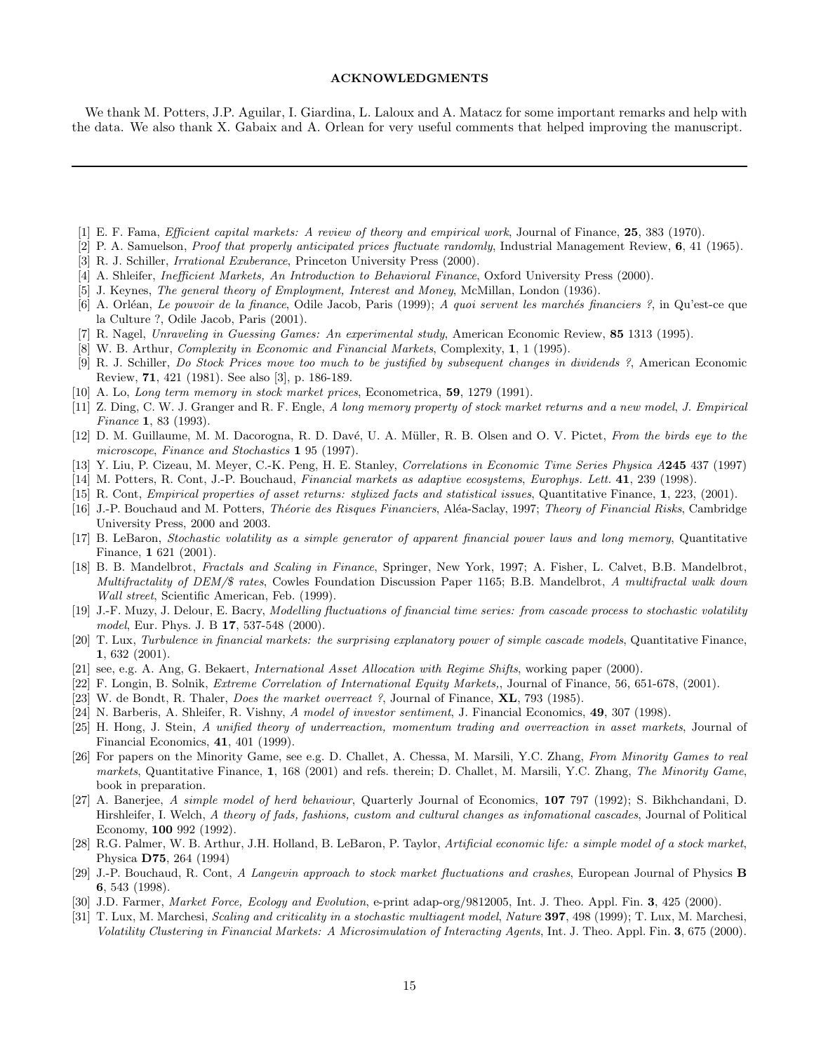## ACKNOWLEDGMENTS

We thank M. Potters, J.P. Aguilar, I. Giardina, L. Laloux and A. Matacz for some important remarks and help with the data. We also thank X. Gabaix and A. Orlean for very useful comments that helped improving the manuscript.

---

[1] E. F. Fama, *Efficient capital markets: A review of theory and empirical work*, Journal of Finance, **25**, 383 (1970).

[2] P. A. Samuelson, *Proof that properly anticipated prices fluctuate randomly*, Industrial Management Review, **6**, 41 (1965).

[3] R. J. Schiller, *Irrational Exuberance*, Princeton University Press (2000).

[4] A. Shleifer, *Inefficient Markets, An Introduction to Behavioral Finance*, Oxford University Press (2000).

[5] J. Keynes, *The general theory of Employment, Interest and Money*, McMillan, London (1936).

[6] A. Orléan, *Le pouvoir de la finance*, Odile Jacob, Paris (1999); *A quoi servent les marchés financiers ?*, in Qu'est-ce que la Culture ?, Odile Jacob, Paris (2001).

[7] R. Nagel, *Unraveling in Guessing Games: An experimental study*, American Economic Review, **85** 1313 (1995).

[8] W. B. Arthur, *Complexity in Economic and Financial Markets*, Complexity, **1**, 1 (1995).

[9] R. J. Schiller, *Do Stock Prices move too much to be justified by subsequent changes in dividends ?*, American Economic Review, **71**, 421 (1981). See also [3], p. 186-189.

[10] A. Lo, *Long term memory in stock market prices*, Econometrica, **59**, 1279 (1991).

[11] Z. Ding, C. W. J. Granger and R. F. Engle, *A long memory property of stock market returns and a new model*, *J. Empirical Finance* **1**, 83 (1993).

[12] D. M. Guillaume, M. M. Dacorogna, R. D. Davé, U. A. Müller, R. B. Olsen and O. V. Pictet, *From the birds eye to the microscope*, *Finance and Stochastics* **1** 95 (1997).

[13] Y. Liu, P. Cizeau, M. Meyer, C.-K. Peng, H. E. Stanley, *Correlations in Economic Time Series Physica A***245** 437 (1997)

[14] M. Potters, R. Cont, J.-P. Bouchaud, *Financial markets as adaptive ecosystems*, *Europhys. Lett.* **41**, 239 (1998).

[15] R. Cont, *Empirical properties of asset returns: stylized facts and statistical issues*, Quantitative Finance, **1**, 223, (2001).

[16] J.-P. Bouchaud and M. Potters, *Théorie des Risques Financiers*, Aléa-Saclay, 1997; *Theory of Financial Risks*, Cambridge University Press, 2000 and 2003.

[17] B. LeBaron, *Stochastic volatility as a simple generator of apparent financial power laws and long memory*, Quantitative Finance, **1** 621 (2001).

[18] B. B. Mandelbrot, *Fractals and Scaling in Finance*, Springer, New York, 1997; A. Fisher, L. Calvet, B.B. Mandelbrot, *Multifractality of DEM/$ rates*, Cowles Foundation Discussion Paper 1165; B.B. Mandelbrot, *A multifractal walk down Wall street*, Scientific American, Feb. (1999).

[19] J.-F. Muzy, J. Delour, E. Bacry, *Modelling fluctuations of financial time series: from cascade process to stochastic volatility model*, Eur. Phys. J. B **17**, 537-548 (2000).

[20] T. Lux, *Turbulence in financial markets: the surprising explanatory power of simple cascade models*, Quantitative Finance, **1**, 632 (2001).

[21] see, e.g. A. Ang, G. Bekaert, *International Asset Allocation with Regime Shifts*, working paper (2000).

[22] F. Longin, B. Solnik, *Extreme Correlation of International Equity Markets,*, Journal of Finance, 56, 651-678, (2001).

[23] W. de Bondt, R. Thaler, *Does the market overreact ?*, Journal of Finance, **XL**, 793 (1985).

[24] N. Barberis, A. Shleifer, R. Vishny, *A model of investor sentiment*, J. Financial Economics, **49**, 307 (1998).

[25] H. Hong, J. Stein, *A unified theory of underreaction, momentum trading and overreaction in asset markets*, Journal of Financial Economics, **41**, 401 (1999).

[26] For papers on the Minority Game, see e.g. D. Challet, A. Chessa, M. Marsili, Y.C. Zhang, *From Minority Games to real markets*, Quantitative Finance, **1**, 168 (2001) and refs. therein; D. Challet, M. Marsili, Y.C. Zhang, *The Minority Game*, book in preparation.

[27] A. Banerjee, *A simple model of herd behaviour*, Quarterly Journal of Economics, **107** 797 (1992); S. Bikhchandani, D. Hirshleifer, I. Welch, *A theory of fads, fashions, custom and cultural changes as infomational cascades*, Journal of Political Economy, **100** 992 (1992).

[28] R.G. Palmer, W. B. Arthur, J.H. Holland, B. LeBaron, P. Taylor, *Artificial economic life: a simple model of a stock market*, Physica **D75**, 264 (1994)

[29] J.-P. Bouchaud, R. Cont, *A Langevin approach to stock market fluctuations and crashes*, European Journal of Physics **B 6**, 543 (1998).

[30] J.D. Farmer, *Market Force, Ecology and Evolution*, e-print adap-org/9812005, Int. J. Theo. Appl. Fin. **3**, 425 (2000).

[31] T. Lux, M. Marchesi, *Scaling and criticality in a stochastic multiagent model*, *Nature* **397**, 498 (1999); T. Lux, M. Marchesi, *Volatility Clustering in Financial Markets: A Microsimulation of Interacting Agents*, Int. J. Theo. Appl. Fin. **3**, 675 (2000).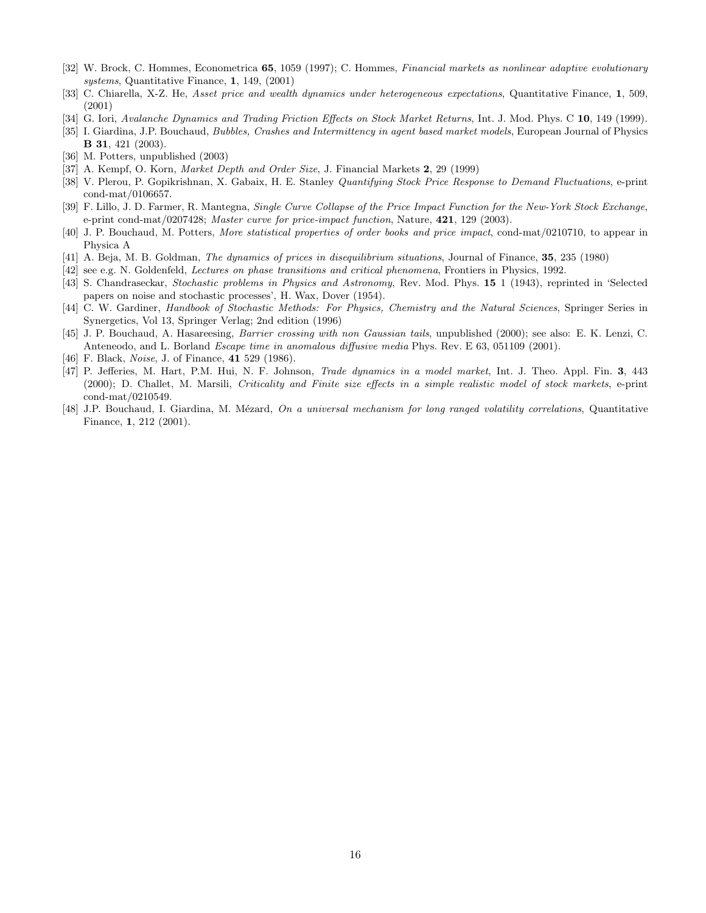[32] W. Brock, C. Hommes, Econometrica **65**, 1059 (1997); C. Hommes, *Financial markets as nonlinear adaptive evolutionary systems*, Quantitative Finance, **1**, 149, (2001)

[33] C. Chiarella, X-Z. He, *Asset price and wealth dynamics under heterogeneous expectations*, Quantitative Finance, **1**, 509, (2001)

[34] G. Iori, *Avalanche Dynamics and Trading Friction Effects on Stock Market Returns*, Int. J. Mod. Phys. C **10**, 149 (1999).

[35] I. Giardina, J.P. Bouchaud, *Bubbles, Crashes and Intermittency in agent based market models*, European Journal of Physics **B 31**, 421 (2003).

[36] M. Potters, unpublished (2003)

[37] A. Kempf, O. Korn, *Market Depth and Order Size*, J. Financial Markets **2**, 29 (1999)

[38] V. Plerou, P. Gopikrishnan, X. Gabaix, H. E. Stanley *Quantifying Stock Price Response to Demand Fluctuations*, e-print cond-mat/0106657.

[39] F. Lillo, J. D. Farmer, R. Mantegna, *Single Curve Collapse of the Price Impact Function for the New-York Stock Exchange*, e-print cond-mat/0207428; *Master curve for price-impact function*, Nature, **421**, 129 (2003).

[40] J. P. Bouchaud, M. Potters, *More statistical properties of order books and price impact*, cond-mat/0210710, to appear in Physica A

[41] A. Beja, M. B. Goldman, *The dynamics of prices in disequilibrium situations*, Journal of Finance, **35**, 235 (1980)

[42] see e.g. N. Goldenfeld, *Lectures on phase transitions and critical phenomena*, Frontiers in Physics, 1992.

[43] S. Chandraseckar, *Stochastic problems in Physics and Astronomy*, Rev. Mod. Phys. **15** 1 (1943), reprinted in 'Selected papers on noise and stochastic processes', H. Wax, Dover (1954).

[44] C. W. Gardiner, *Handbook of Stochastic Methods: For Physics, Chemistry and the Natural Sciences*, Springer Series in Synergetics, Vol 13, Springer Verlag; 2nd edition (1996)

[45] J. P. Bouchaud, A. Hasareesing, *Barrier crossing with non Gaussian tails*, unpublished (2000); see also: E. K. Lenzi, C. Anteneodo, and L. Borland *Escape time in anomalous diffusive media* Phys. Rev. E 63, 051109 (2001).

[46] F. Black, *Noise*, J. of Finance, **41** 529 (1986).

[47] P. Jefferies, M. Hart, P.M. Hui, N. F. Johnson, *Trade dynamics in a model market*, Int. J. Theo. Appl. Fin. **3**, 443 (2000); D. Challet, M. Marsili, *Criticality and Finite size effects in a simple realistic model of stock markets*, e-print cond-mat/0210549.

[48] J.P. Bouchaud, I. Giardina, M. Mézard, *On a universal mechanism for long ranged volatility correlations*, Quantitative Finance, **1**, 212 (2001).